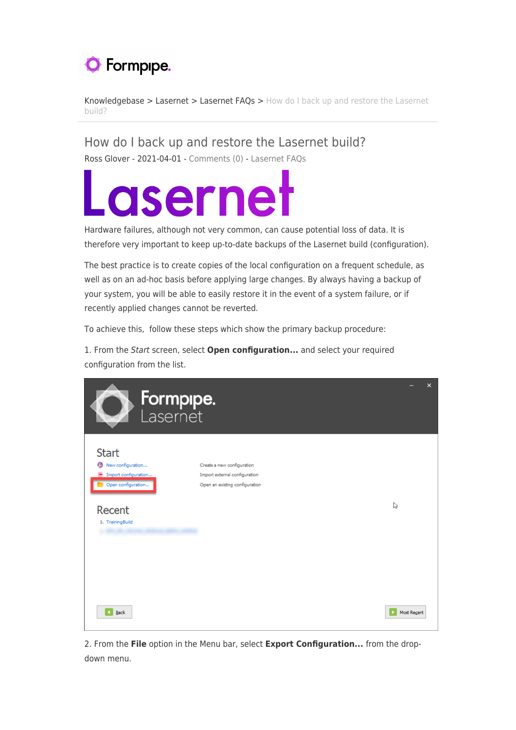Knowledgebase > Lasernet > Lasernet FAQs > How do I back up and restore the Lasernet build?

# How do I back up and restore the Lasernet build?

Ross Glover - 2021-04-01 - Comments (0) - Lasernet FAQs

Hardware failures, although not very common, can cause potential loss of data. It is therefore very important to keep up-to-date backups of the Lasernet build (configuration).

The best practice is to create copies of the local configuration on a frequent schedule, as well as on an ad-hoc basis before applying large changes. By always having a backup of your system, you will be able to easily restore it in the event of a system failure, or if recently applied changes cannot be reverted.

To achieve this, follow these steps which show the primary backup procedure:

1. From the *Start* screen, select **Open configuration...** and select your required configuration from the list.

2. From the **File** option in the Menu bar, select **Export Configuration...** from the drop-down menu.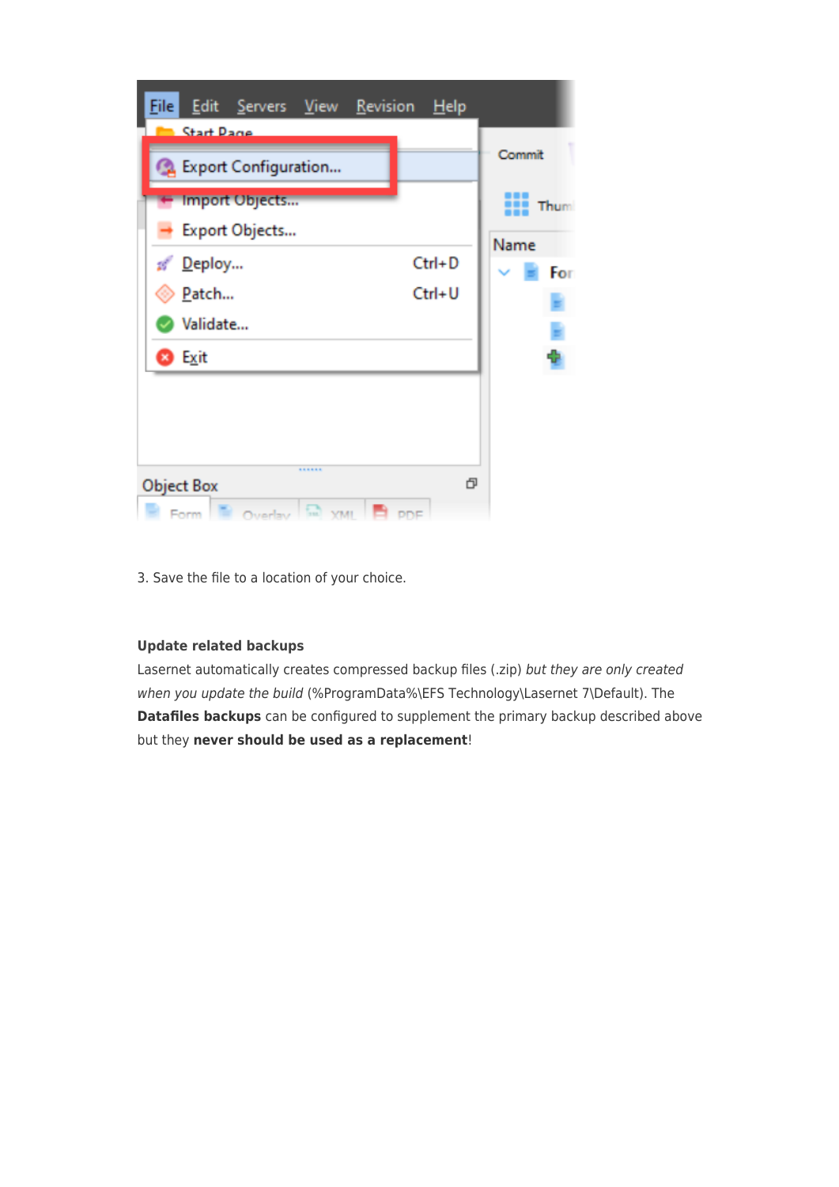3. Save the file to a location of your choice.

**Update related backups**

Lasernet automatically creates compressed backup files (.zip) *but they are only created when you update the build* (%ProgramData%\EFS Technology\Lasernet 7\Default). The **Datafiles backups** can be configured to supplement the primary backup described above but they **never should be used as a replacement**!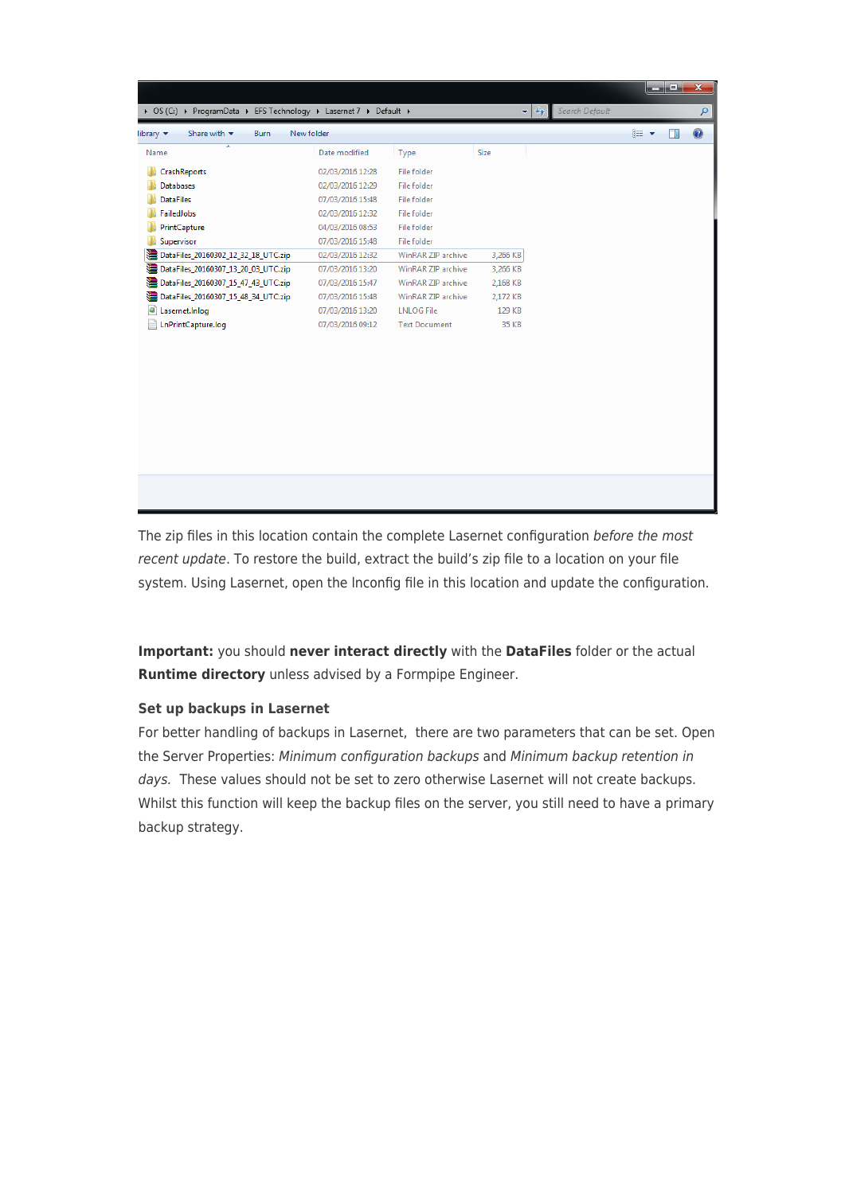The zip files in this location contain the complete Lasernet configuration *before the most recent update*. To restore the build, extract the build's zip file to a location on your file system. Using Lasernet, open the lnconfig file in this location and update the configuration.

**Important:** you should **never interact directly** with the **DataFiles** folder or the actual **Runtime directory** unless advised by a Formpipe Engineer.

### Set up backups in Lasernet

For better handling of backups in Lasernet, there are two parameters that can be set. Open the Server Properties: *Minimum configuration backups* and *Minimum backup retention in days.* These values should not be set to zero otherwise Lasernet will not create backups. Whilst this function will keep the backup files on the server, you still need to have a primary backup strategy.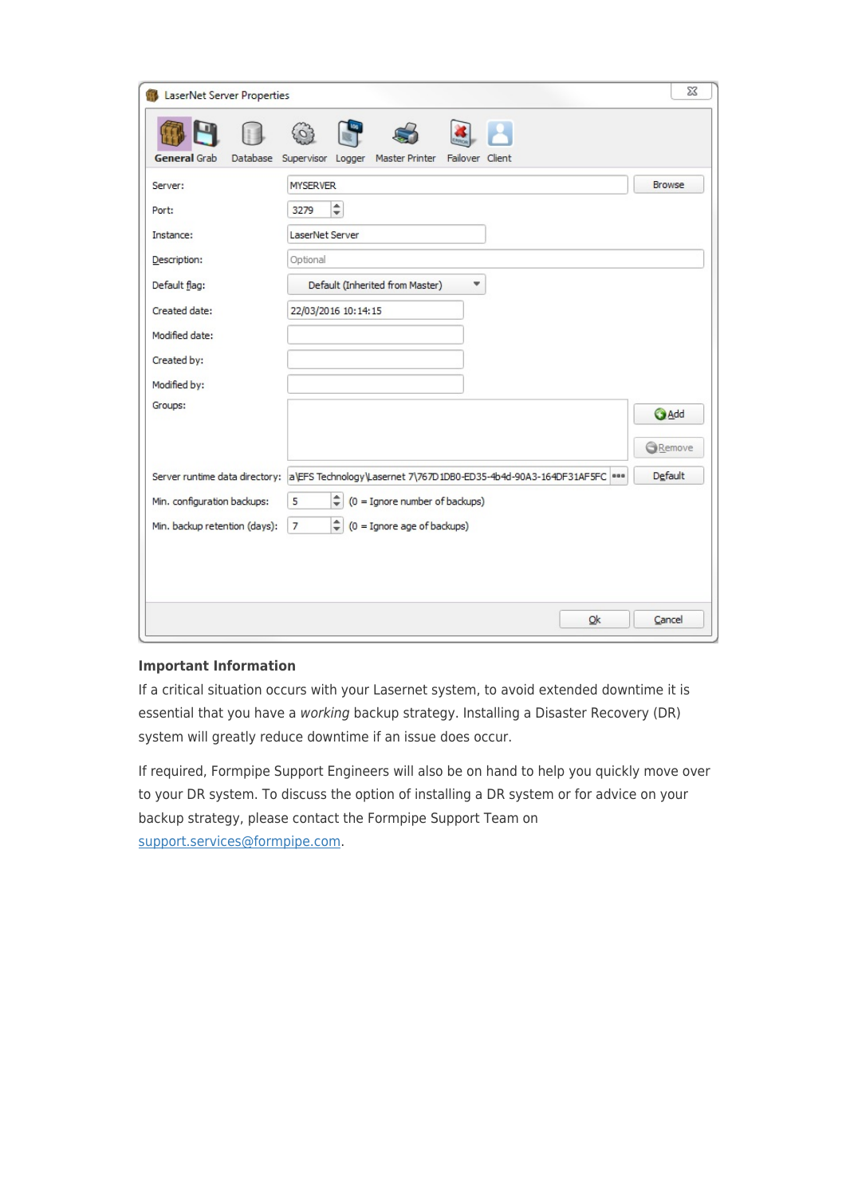**Important Information**

If a critical situation occurs with your Lasernet system, to avoid extended downtime it is essential that you have a *working* backup strategy. Installing a Disaster Recovery (DR) system will greatly reduce downtime if an issue does occur.

If required, Formpipe Support Engineers will also be on hand to help you quickly move over to your DR system. To discuss the option of installing a DR system or for advice on your backup strategy, please contact the Formpipe Support Team on [support.services@formpipe.com](mailto:support.services@formpipe.com).